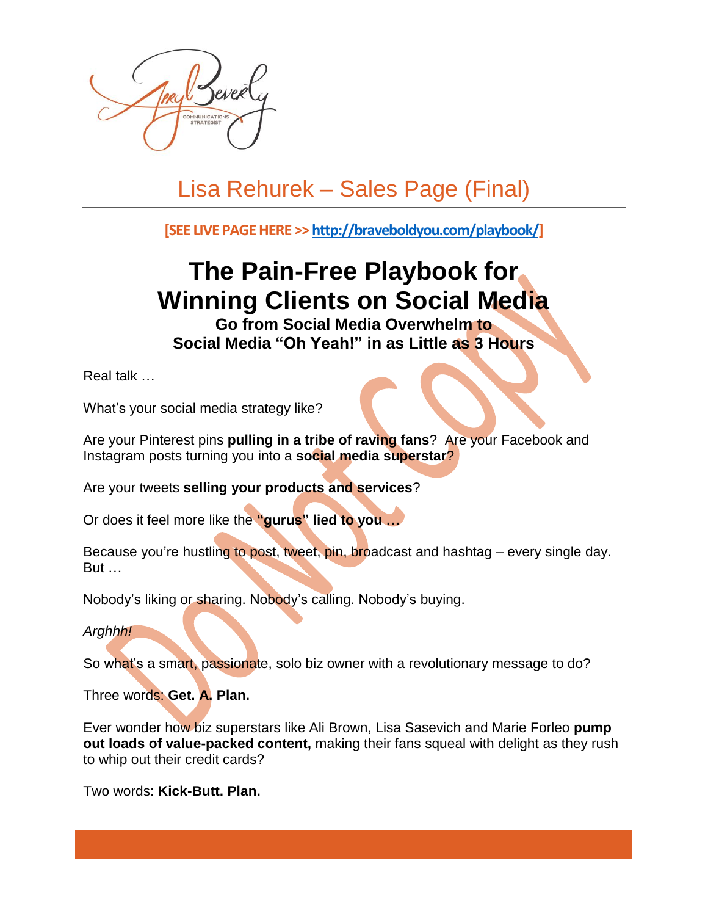# Lisa Rehurek – Sales Page (Final)

**[SEE LIVE PAGE HERE >> http://braveboldyou.com/playbook/]**

# The Pain-Free Playbook for Winning Clients on Social Media

### Go from Social Media Overwhelm to Social Media "Oh Yeah!" in as Little as 3 Hours

Real talk …

What's your social media strategy like?

Are your Pinterest pins **pulling in a tribe of raving fans**? Are your Facebook and Instagram posts turning you into a **social media superstar**?

Are your tweets **selling your products and services**?

Or does it feel more like the **"gurus" lied to you …**

Because you're hustling to post, tweet, pin, broadcast and hashtag – every single day. But …

Nobody's liking or sharing. Nobody's calling. Nobody's buying.

*Arghhh!*

So what's a smart, passionate, solo biz owner with a revolutionary message to do?

Three words: **Get. A. Plan.**

Ever wonder how biz superstars like Ali Brown, Lisa Sasevich and Marie Forleo **pump out loads of value-packed content,** making their fans squeal with delight as they rush to whip out their credit cards?

Two words: **Kick-Butt. Plan.**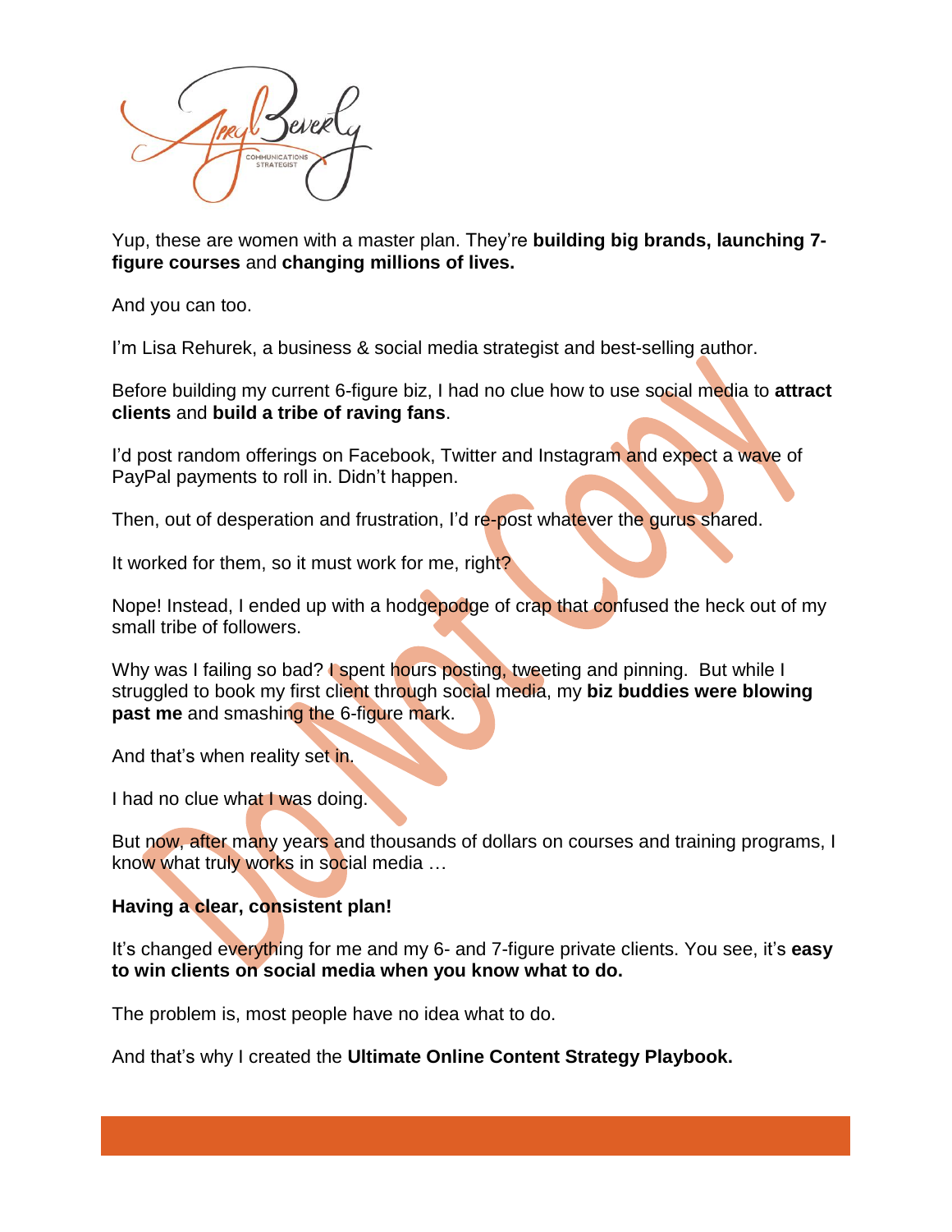Yup, these are women with a master plan. They're **building big brands, launching 7-figure courses** and **changing millions of lives.**

And you can too.

I'm Lisa Rehurek, a business & social media strategist and best-selling author.

Before building my current 6-figure biz, I had no clue how to use social media to **attract clients** and **build a tribe of raving fans**.

I'd post random offerings on Facebook, Twitter and Instagram and expect a wave of PayPal payments to roll in. Didn't happen.

Then, out of desperation and frustration, I'd re-post whatever the gurus shared.

It worked for them, so it must work for me, right?

Nope! Instead, I ended up with a hodgepodge of crap that confused the heck out of my small tribe of followers.

Why was I failing so bad? I spent hours posting, tweeting and pinning. But while I struggled to book my first client through social media, my **biz buddies were blowing past me** and smashing the 6-figure mark.

And that's when reality set in.

I had no clue what I was doing.

But now, after many years and thousands of dollars on courses and training programs, I know what truly works in social media …

**Having a clear, consistent plan!**

It's changed everything for me and my 6- and 7-figure private clients. You see, it's **easy to win clients on social media when you know what to do.**

The problem is, most people have no idea what to do.

And that's why I created the **Ultimate Online Content Strategy Playbook.**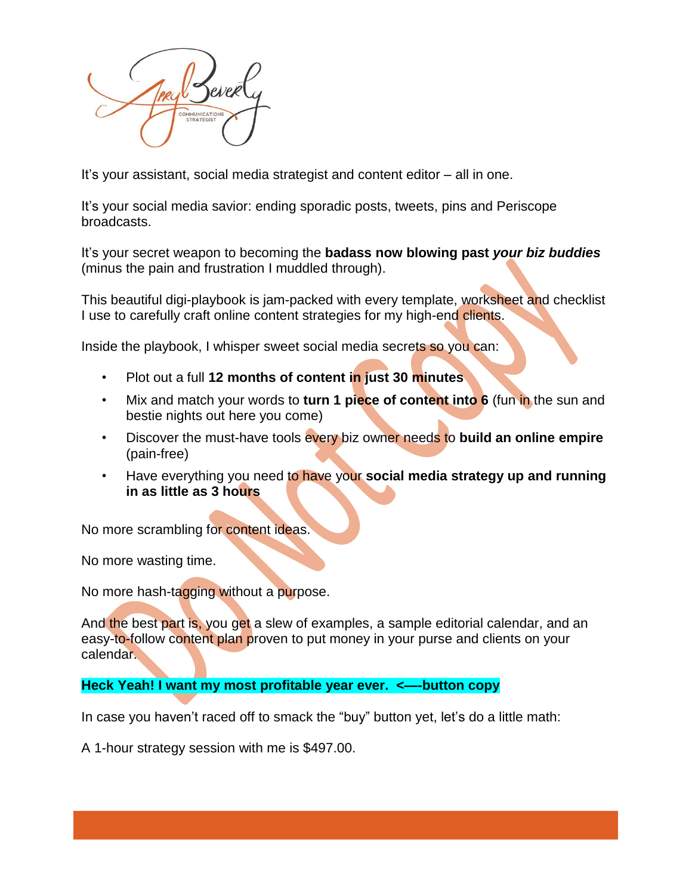It's your assistant, social media strategist and content editor – all in one.

It's your social media savior: ending sporadic posts, tweets, pins and Periscope broadcasts.

It's your secret weapon to becoming the **badass now blowing past *your biz buddies*** (minus the pain and frustration I muddled through).

This beautiful digi-playbook is jam-packed with every template, worksheet and checklist I use to carefully craft online content strategies for my high-end clients.

Inside the playbook, I whisper sweet social media secrets so you can:

- Plot out a full **12 months of content in just 30 minutes**
- Mix and match your words to **turn 1 piece of content into 6** (fun in the sun and bestie nights out here you come)
- Discover the must-have tools every biz owner needs to **build an online empire** (pain-free)
- Have everything you need to have your **social media strategy up and running in as little as 3 hours**

No more scrambling for content ideas.

No more wasting time.

No more hash-tagging without a purpose.

And the best part is, you get a slew of examples, a sample editorial calendar, and an easy-to-follow content plan proven to put money in your purse and clients on your calendar.

**Heck Yeah! I want my most profitable year ever. <—-button copy**

In case you haven't raced off to smack the "buy" button yet, let's do a little math:

A 1-hour strategy session with me is $497.00.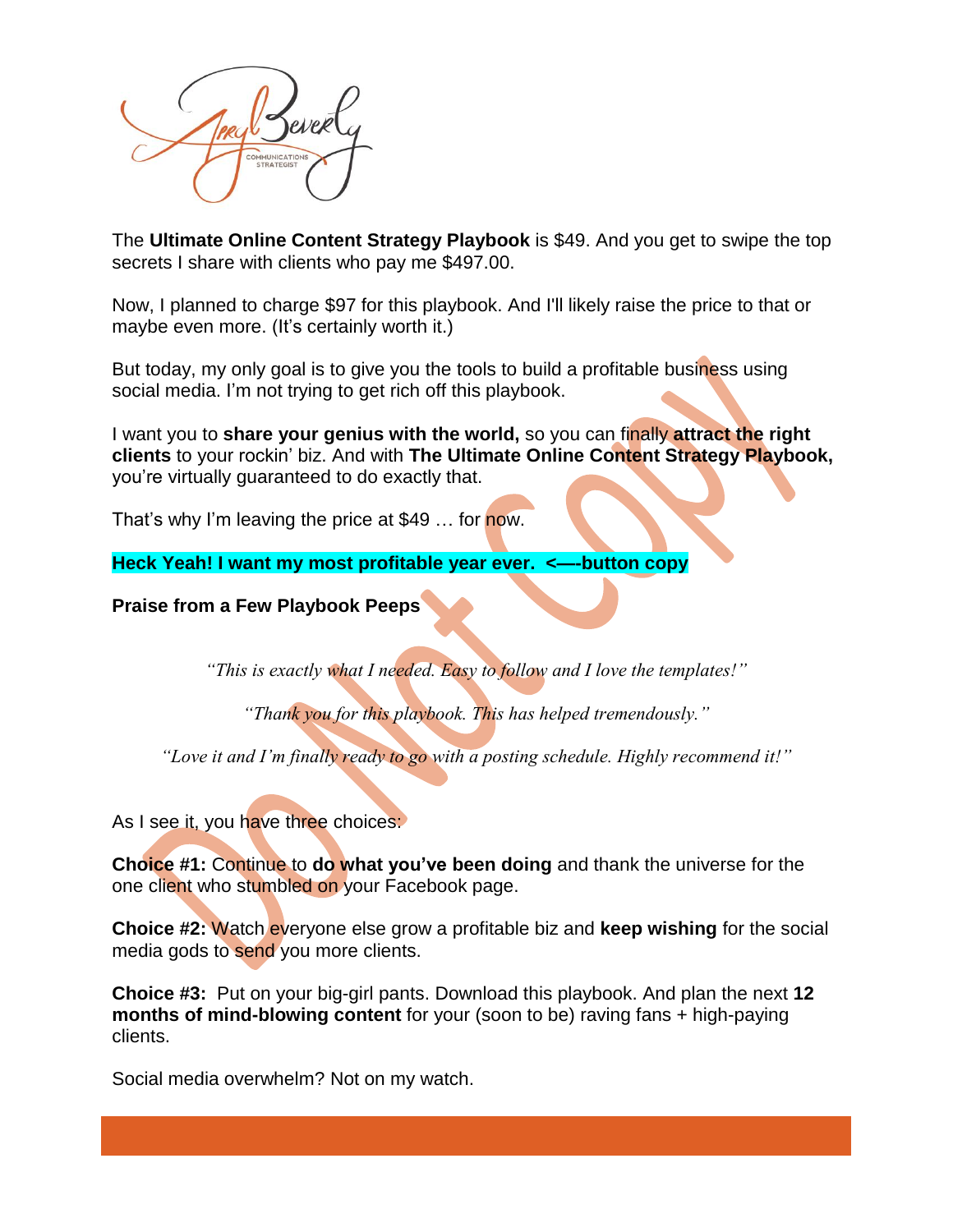The **Ultimate Online Content Strategy Playbook** is $49. And you get to swipe the top secrets I share with clients who pay me $497.00.

Now, I planned to charge $97 for this playbook. And I'll likely raise the price to that or maybe even more. (It's certainly worth it.)

But today, my only goal is to give you the tools to build a profitable business using social media. I'm not trying to get rich off this playbook.

I want you to **share your genius with the world,** so you can finally **attract the right clients** to your rockin' biz. And with **The Ultimate Online Content Strategy Playbook,** you're virtually guaranteed to do exactly that.

That's why I'm leaving the price at $49 … for now.

**Heck Yeah! I want my most profitable year ever. <—-button copy**

**Praise from a Few Playbook Peeps**

*"This is exactly what I needed. Easy to follow and I love the templates!"*

*"Thank you for this playbook. This has helped tremendously."*

*"Love it and I'm finally ready to go with a posting schedule. Highly recommend it!"*

As I see it, you have three choices:

**Choice #1:** Continue to **do what you've been doing** and thank the universe for the one client who stumbled on your Facebook page.

**Choice #2:** Watch everyone else grow a profitable biz and **keep wishing** for the social media gods to send you more clients.

**Choice #3:** Put on your big-girl pants. Download this playbook. And plan the next **12 months of mind-blowing content** for your (soon to be) raving fans + high-paying clients.

Social media overwhelm? Not on my watch.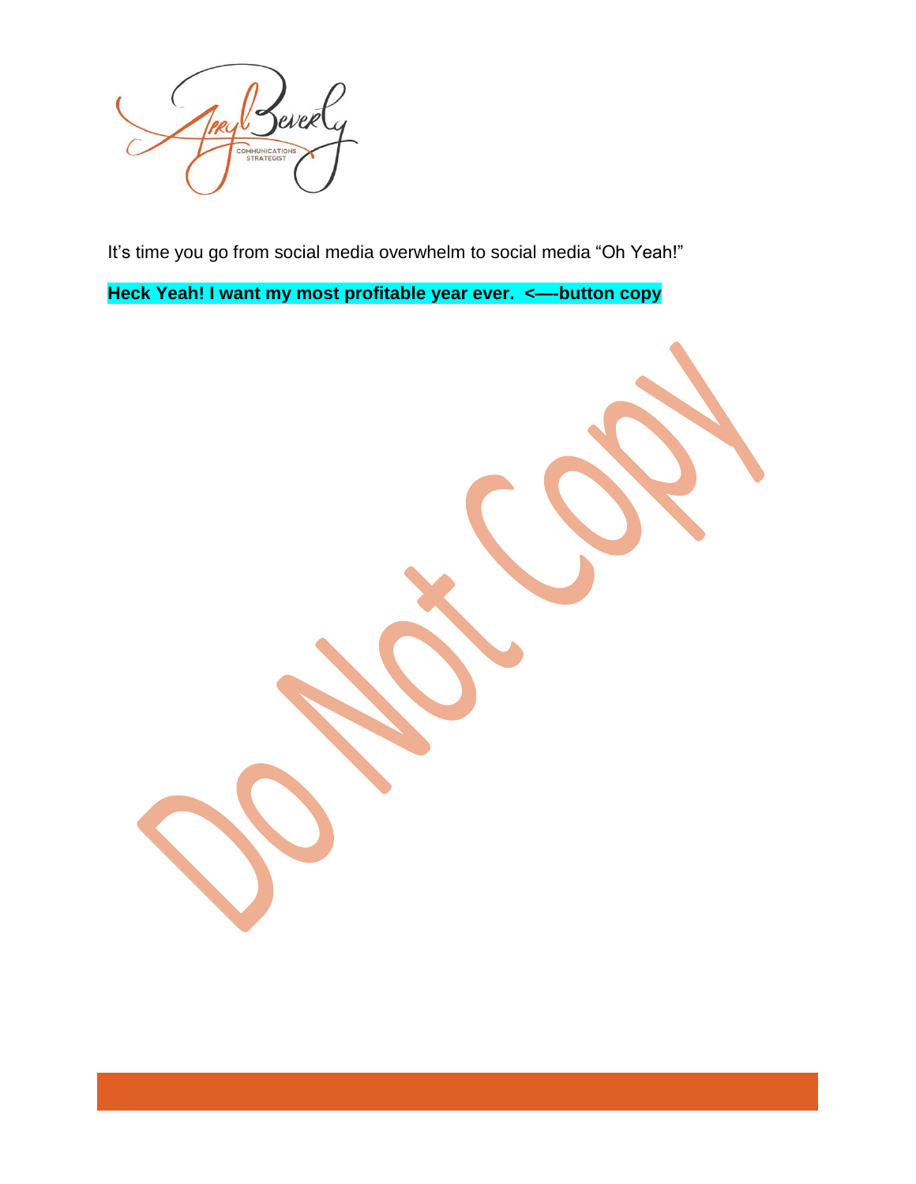It's time you go from social media overwhelm to social media "Oh Yeah!"

**Heck Yeah! I want my most profitable year ever. <—-button copy**